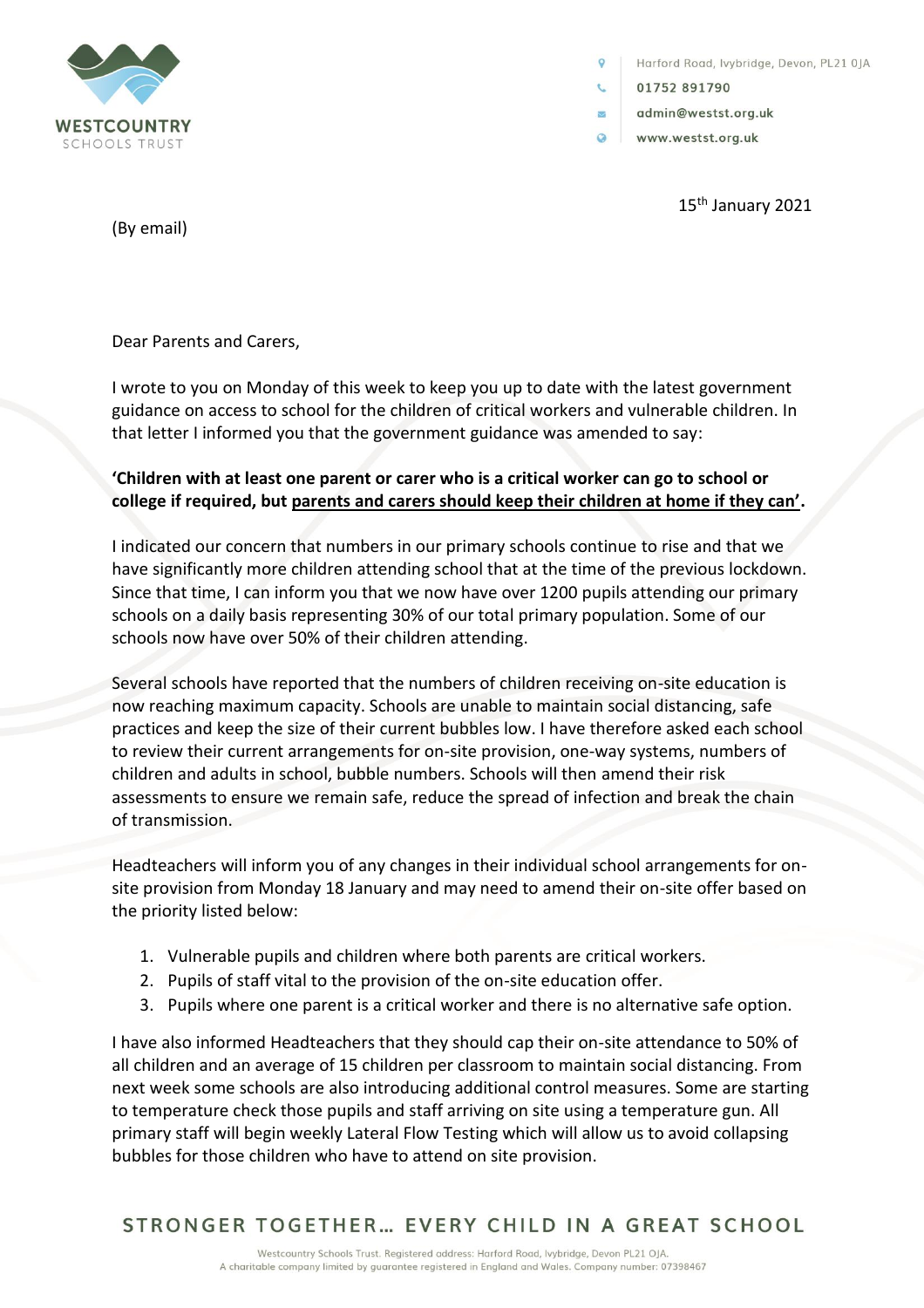WESTCOUNTRY
SCHOOLS TRUST

Harford Road, Ivybridge, Devon, PL21 0JA
01752 891790
admin@westst.org.uk
www.westst.org.uk

15th January 2021

(By email)

Dear Parents and Carers,

I wrote to you on Monday of this week to keep you up to date with the latest government guidance on access to school for the children of critical workers and vulnerable children. In that letter I informed you that the government guidance was amended to say:

**'Children with at least one parent or carer who is a critical worker can go to school or college if required, but <u>parents and carers should keep their children at home if they can'</u>.**

I indicated our concern that numbers in our primary schools continue to rise and that we have significantly more children attending school that at the time of the previous lockdown. Since that time, I can inform you that we now have over 1200 pupils attending our primary schools on a daily basis representing 30% of our total primary population. Some of our schools now have over 50% of their children attending.

Several schools have reported that the numbers of children receiving on-site education is now reaching maximum capacity. Schools are unable to maintain social distancing, safe practices and keep the size of their current bubbles low. I have therefore asked each school to review their current arrangements for on-site provision, one-way systems, numbers of children and adults in school, bubble numbers. Schools will then amend their risk assessments to ensure we remain safe, reduce the spread of infection and break the chain of transmission.

Headteachers will inform you of any changes in their individual school arrangements for on-site provision from Monday 18 January and may need to amend their on-site offer based on the priority listed below:

1. Vulnerable pupils and children where both parents are critical workers.
2. Pupils of staff vital to the provision of the on-site education offer.
3. Pupils where one parent is a critical worker and there is no alternative safe option.

I have also informed Headteachers that they should cap their on-site attendance to 50% of all children and an average of 15 children per classroom to maintain social distancing. From next week some schools are also introducing additional control measures. Some are starting to temperature check those pupils and staff arriving on site using a temperature gun. All primary staff will begin weekly Lateral Flow Testing which will allow us to avoid collapsing bubbles for those children who have to attend on site provision.

STRONGER TOGETHER… EVERY CHILD IN A GREAT SCHOOL

Westcountry Schools Trust. Registered address: Harford Road, Ivybridge, Devon PL21 0JA.
A charitable company limited by guarantee registered in England and Wales. Company number: 07398467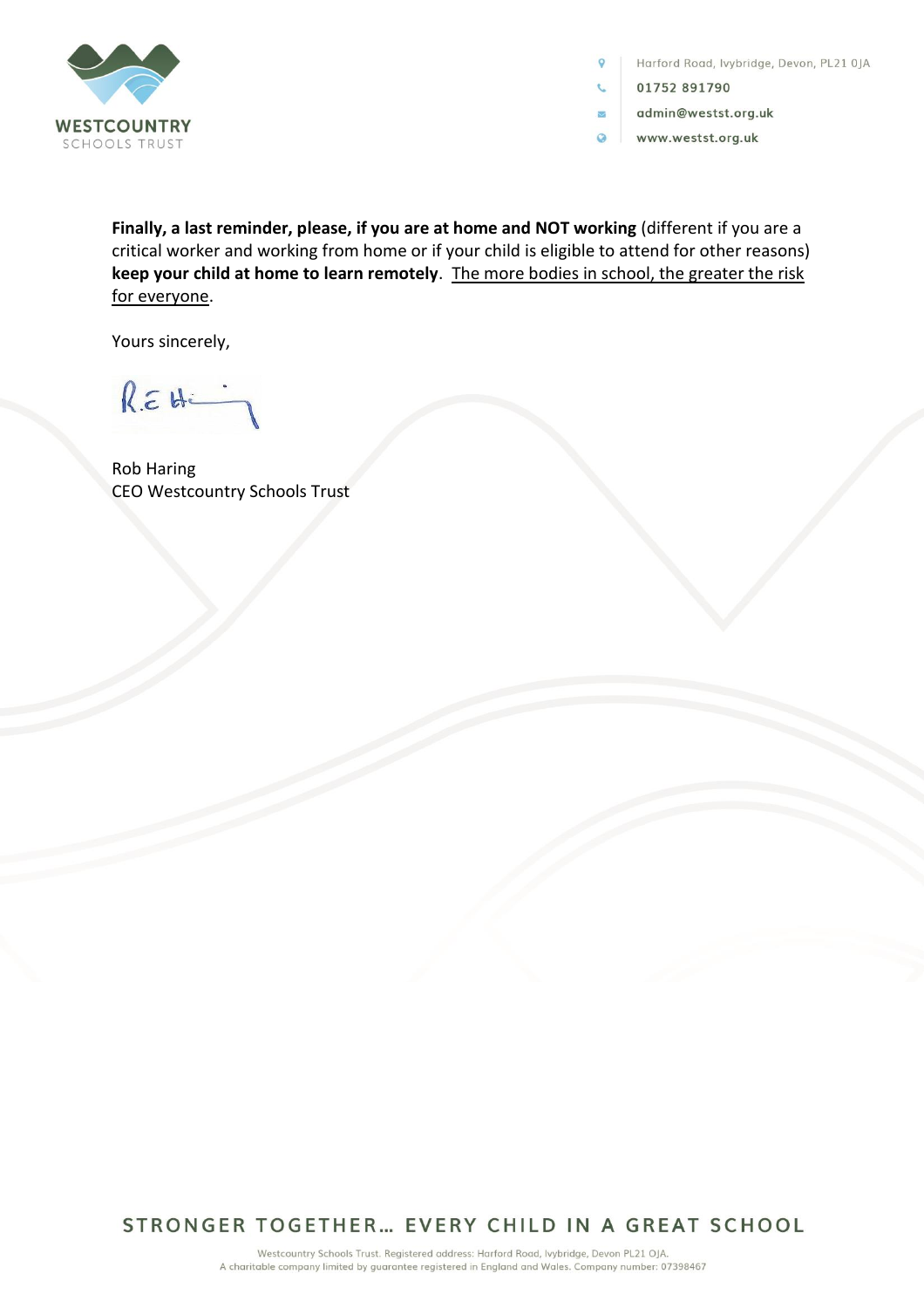**Finally, a last reminder, please, if you are at home and NOT working** (different if you are a critical worker and working from home or if your child is eligible to attend for other reasons) **keep your child at home to learn remotely**. <u>The more bodies in school, the greater the risk for everyone</u>.

Yours sincerely,

Rob Haring
CEO Westcountry Schools Trust